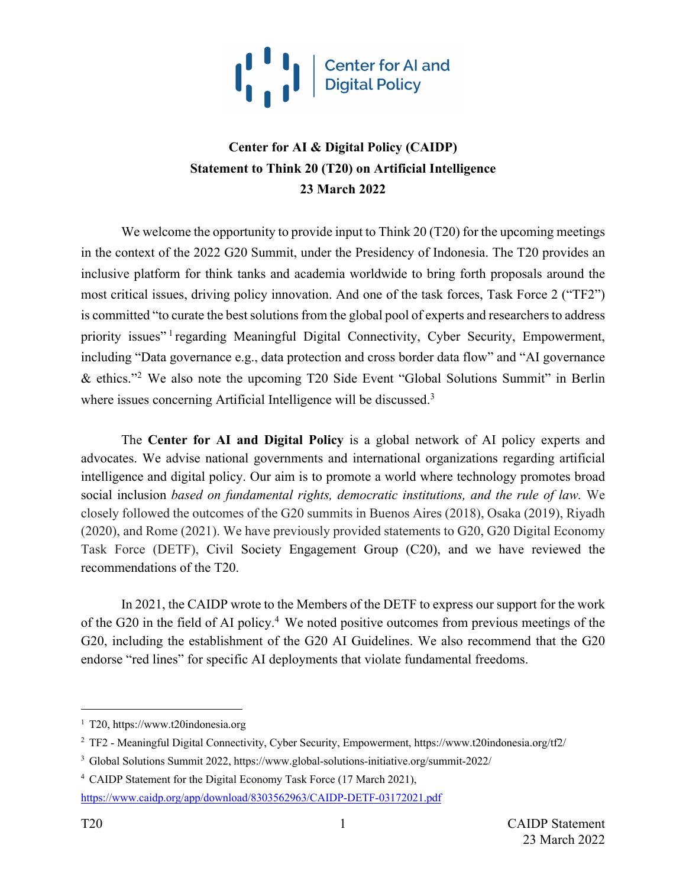**Center for AI and Digital Policy**

# Center for AI & Digital Policy (CAIDP) Statement to Think 20 (T20) on Artificial Intelligence 23 March 2022

We welcome the opportunity to provide input to Think 20 (T20) for the upcoming meetings in the context of the 2022 G20 Summit, under the Presidency of Indonesia. The T20 provides an inclusive platform for think tanks and academia worldwide to bring forth proposals around the most critical issues, driving policy innovation. And one of the task forces, Task Force 2 ("TF2") is committed "to curate the best solutions from the global pool of experts and researchers to address priority issues"[1] regarding Meaningful Digital Connectivity, Cyber Security, Empowerment, including "Data governance e.g., data protection and cross border data flow" and "AI governance & ethics."[2] We also note the upcoming T20 Side Event "Global Solutions Summit" in Berlin where issues concerning Artificial Intelligence will be discussed.[3]

The **Center for AI and Digital Policy** is a global network of AI policy experts and advocates. We advise national governments and international organizations regarding artificial intelligence and digital policy. Our aim is to promote a world where technology promotes broad social inclusion *based on fundamental rights, democratic institutions, and the rule of law.* We closely followed the outcomes of the G20 summits in Buenos Aires (2018), Osaka (2019), Riyadh (2020), and Rome (2021). We have previously provided statements to G20, G20 Digital Economy Task Force (DETF), Civil Society Engagement Group (C20), and we have reviewed the recommendations of the T20.

In 2021, the CAIDP wrote to the Members of the DETF to express our support for the work of the G20 in the field of AI policy.[4] We noted positive outcomes from previous meetings of the G20, including the establishment of the G20 AI Guidelines. We also recommend that the G20 endorse "red lines" for specific AI deployments that violate fundamental freedoms.

---

[1] T20, https://www.t20indonesia.org

[2] TF2 - Meaningful Digital Connectivity, Cyber Security, Empowerment, https://www.t20indonesia.org/tf2/

[3] Global Solutions Summit 2022, https://www.global-solutions-initiative.org/summit-2022/

[4] CAIDP Statement for the Digital Economy Task Force (17 March 2021), https://www.caidp.org/app/download/8303562963/CAIDP-DETF-03172021.pdf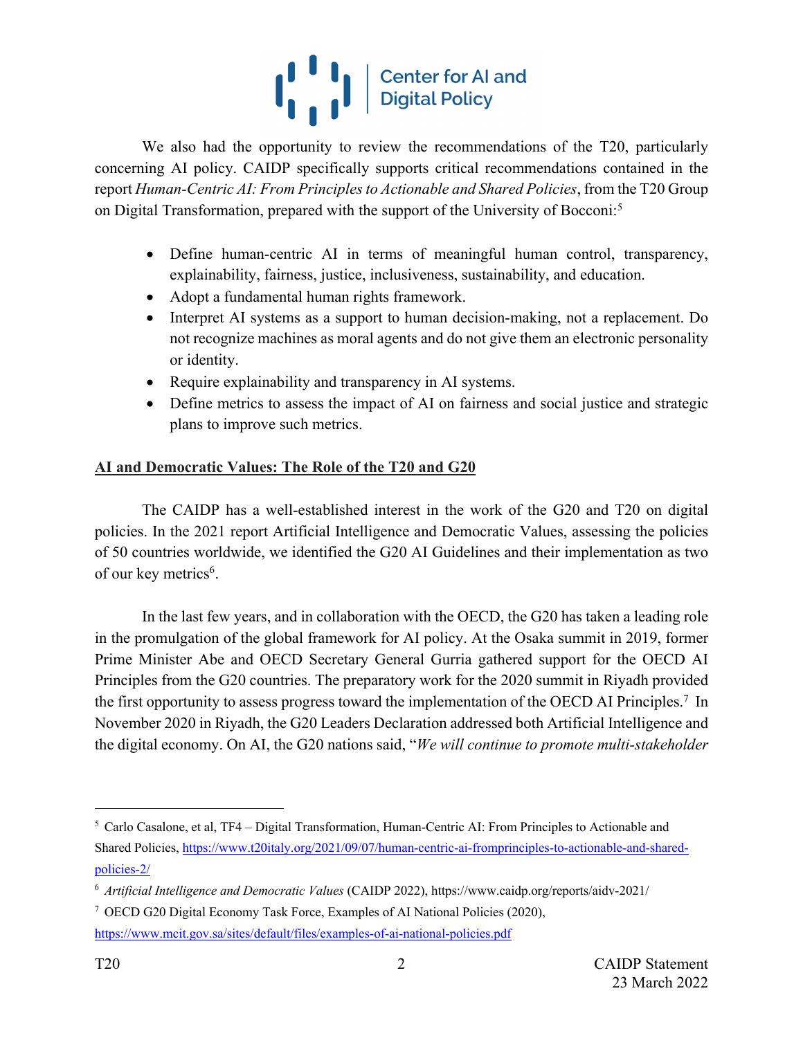We also had the opportunity to review the recommendations of the T20, particularly concerning AI policy. CAIDP specifically supports critical recommendations contained in the report *Human-Centric AI: From Principles to Actionable and Shared Policies*, from the T20 Group on Digital Transformation, prepared with the support of the University of Bocconi:[5]

- Define human-centric AI in terms of meaningful human control, transparency, explainability, fairness, justice, inclusiveness, sustainability, and education.
- Adopt a fundamental human rights framework.
- Interpret AI systems as a support to human decision-making, not a replacement. Do not recognize machines as moral agents and do not give them an electronic personality or identity.
- Require explainability and transparency in AI systems.
- Define metrics to assess the impact of AI on fairness and social justice and strategic plans to improve such metrics.

## AI and Democratic Values: The Role of the T20 and G20

The CAIDP has a well-established interest in the work of the G20 and T20 on digital policies. In the 2021 report Artificial Intelligence and Democratic Values, assessing the policies of 50 countries worldwide, we identified the G20 AI Guidelines and their implementation as two of our key metrics[6].

In the last few years, and in collaboration with the OECD, the G20 has taken a leading role in the promulgation of the global framework for AI policy. At the Osaka summit in 2019, former Prime Minister Abe and OECD Secretary General Gurria gathered support for the OECD AI Principles from the G20 countries. The preparatory work for the 2020 summit in Riyadh provided the first opportunity to assess progress toward the implementation of the OECD AI Principles.[7] In November 2020 in Riyadh, the G20 Leaders Declaration addressed both Artificial Intelligence and the digital economy. On AI, the G20 nations said, "*We will continue to promote multi-stakeholder*

---

[5] Carlo Casalone, et al, TF4 – Digital Transformation, Human-Centric AI: From Principles to Actionable and Shared Policies, https://www.t20italy.org/2021/09/07/human-centric-ai-fromprinciples-to-actionable-and-shared-policies-2/

[6] *Artificial Intelligence and Democratic Values* (CAIDP 2022), https://www.caidp.org/reports/aidv-2021/

[7] OECD G20 Digital Economy Task Force, Examples of AI National Policies (2020), https://www.mcit.gov.sa/sites/default/files/examples-of-ai-national-policies.pdf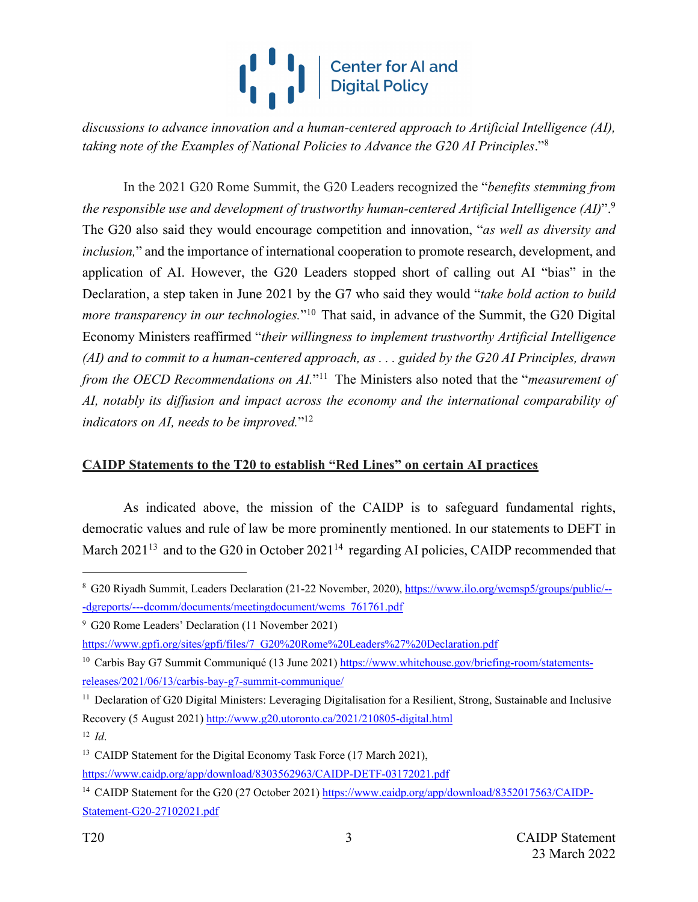*discussions to advance innovation and a human-centered approach to Artificial Intelligence (AI), taking note of the Examples of National Policies to Advance the G20 AI Principles*."[8]

In the 2021 G20 Rome Summit, the G20 Leaders recognized the "*benefits stemming from the responsible use and development of trustworthy human-centered Artificial Intelligence (AI)*".[9] The G20 also said they would encourage competition and innovation, "*as well as diversity and inclusion,*" and the importance of international cooperation to promote research, development, and application of AI. However, the G20 Leaders stopped short of calling out AI "bias" in the Declaration, a step taken in June 2021 by the G7 who said they would "*take bold action to build more transparency in our technologies.*"[10] That said, in advance of the Summit, the G20 Digital Economy Ministers reaffirmed "*their willingness to implement trustworthy Artificial Intelligence (AI) and to commit to a human-centered approach, as . . . guided by the G20 AI Principles, drawn from the OECD Recommendations on AI.*"[11] The Ministers also noted that the "*measurement of AI, notably its diffusion and impact across the economy and the international comparability of indicators on AI, needs to be improved.*"[12]

**<u>CAIDP Statements to the T20 to establish "Red Lines" on certain AI practices</u>**

As indicated above, the mission of the CAIDP is to safeguard fundamental rights, democratic values and rule of law be more prominently mentioned. In our statements to DEFT in March 2021[13] and to the G20 in October 2021[14] regarding AI policies, CAIDP recommended that

---

[8] G20 Riyadh Summit, Leaders Declaration (21-22 November, 2020), https://www.ilo.org/wcmsp5/groups/public/---dgreports/---dcomm/documents/meetingdocument/wcms_761761.pdf

[9] G20 Rome Leaders' Declaration (11 November 2021) https://www.gpfi.org/sites/gpfi/files/7_G20%20Rome%20Leaders%27%20Declaration.pdf

[10] Carbis Bay G7 Summit Communiqué (13 June 2021) https://www.whitehouse.gov/briefing-room/statements-releases/2021/06/13/carbis-bay-g7-summit-communique/

[11] Declaration of G20 Digital Ministers: Leveraging Digitalisation for a Resilient, Strong, Sustainable and Inclusive Recovery (5 August 2021) http://www.g20.utoronto.ca/2021/210805-digital.html

[12] *Id*.

[13] CAIDP Statement for the Digital Economy Task Force (17 March 2021), https://www.caidp.org/app/download/8303562963/CAIDP-DETF-03172021.pdf

[14] CAIDP Statement for the G20 (27 October 2021) https://www.caidp.org/app/download/8352017563/CAIDP-Statement-G20-27102021.pdf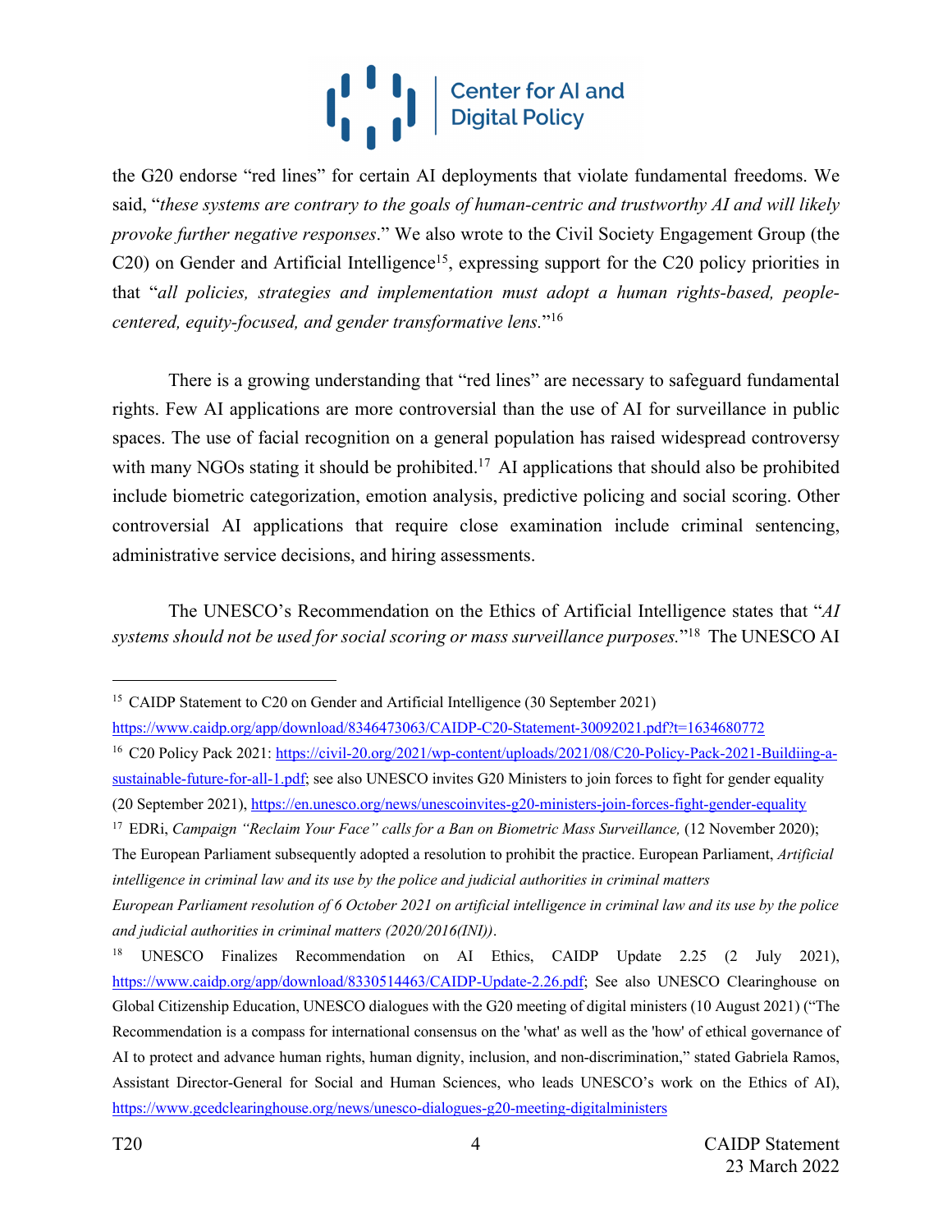the G20 endorse "red lines" for certain AI deployments that violate fundamental freedoms. We said, "*these systems are contrary to the goals of human-centric and trustworthy AI and will likely provoke further negative responses*." We also wrote to the Civil Society Engagement Group (the C20) on Gender and Artificial Intelligence[15], expressing support for the C20 policy priorities in that "*all policies, strategies and implementation must adopt a human rights-based, people-centered, equity-focused, and gender transformative lens.*"[16]

There is a growing understanding that "red lines" are necessary to safeguard fundamental rights. Few AI applications are more controversial than the use of AI for surveillance in public spaces. The use of facial recognition on a general population has raised widespread controversy with many NGOs stating it should be prohibited.[17] AI applications that should also be prohibited include biometric categorization, emotion analysis, predictive policing and social scoring. Other controversial AI applications that require close examination include criminal sentencing, administrative service decisions, and hiring assessments.

The UNESCO's Recommendation on the Ethics of Artificial Intelligence states that "*AI systems should not be used for social scoring or mass surveillance purposes.*"[18] The UNESCO AI

---

[15] CAIDP Statement to C20 on Gender and Artificial Intelligence (30 September 2021) https://www.caidp.org/app/download/8346473063/CAIDP-C20-Statement-30092021.pdf?t=1634680772

[16] C20 Policy Pack 2021: https://civil-20.org/2021/wp-content/uploads/2021/08/C20-Policy-Pack-2021-Buildiing-a-sustainable-future-for-all-1.pdf; see also UNESCO invites G20 Ministers to join forces to fight for gender equality (20 September 2021), https://en.unesco.org/news/unescoinvites-g20-ministers-join-forces-fight-gender-equality

[17] EDRi, *Campaign "Reclaim Your Face" calls for a Ban on Biometric Mass Surveillance,* (12 November 2020); The European Parliament subsequently adopted a resolution to prohibit the practice. European Parliament, *Artificial intelligence in criminal law and its use by the police and judicial authorities in criminal matters European Parliament resolution of 6 October 2021 on artificial intelligence in criminal law and its use by the police and judicial authorities in criminal matters (2020/2016(INI))*.

[18] UNESCO Finalizes Recommendation on AI Ethics, CAIDP Update 2.25 (2 July 2021), https://www.caidp.org/app/download/8330514463/CAIDP-Update-2.26.pdf; See also UNESCO Clearinghouse on Global Citizenship Education, UNESCO dialogues with the G20 meeting of digital ministers (10 August 2021) ("The Recommendation is a compass for international consensus on the 'what' as well as the 'how' of ethical governance of AI to protect and advance human rights, human dignity, inclusion, and non-discrimination," stated Gabriela Ramos, Assistant Director-General for Social and Human Sciences, who leads UNESCO's work on the Ethics of AI), https://www.gcedclearinghouse.org/news/unesco-dialogues-g20-meeting-digitalministers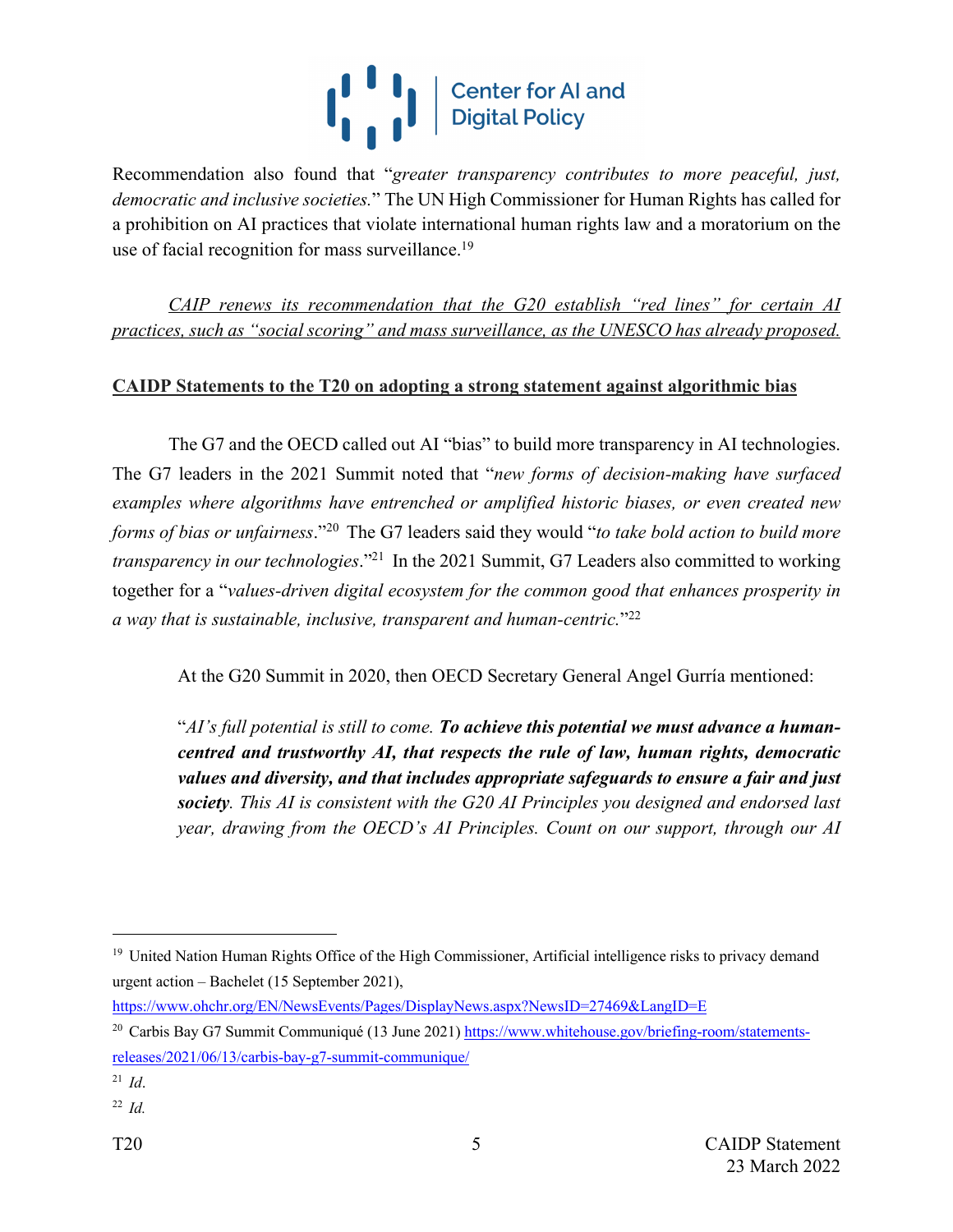Recommendation also found that "*greater transparency contributes to more peaceful, just, democratic and inclusive societies.*" The UN High Commissioner for Human Rights has called for a prohibition on AI practices that violate international human rights law and a moratorium on the use of facial recognition for mass surveillance.[19]

*CAIP renews its recommendation that the G20 establish "red lines" for certain AI practices, such as "social scoring" and mass surveillance, as the UNESCO has already proposed.*

**CAIDP Statements to the T20 on adopting a strong statement against algorithmic bias**

The G7 and the OECD called out AI "bias" to build more transparency in AI technologies. The G7 leaders in the 2021 Summit noted that "*new forms of decision-making have surfaced examples where algorithms have entrenched or amplified historic biases, or even created new forms of bias or unfairness*."[20] The G7 leaders said they would "*to take bold action to build more transparency in our technologies*."[21] In the 2021 Summit, G7 Leaders also committed to working together for a "*values-driven digital ecosystem for the common good that enhances prosperity in a way that is sustainable, inclusive, transparent and human-centric.*"[22]

At the G20 Summit in 2020, then OECD Secretary General Angel Gurría mentioned:

> "*AI's full potential is still to come.* ***To achieve this potential we must advance a human-centred and trustworthy AI, that respects the rule of law, human rights, democratic values and diversity, and that includes appropriate safeguards to ensure a fair and just society****. This AI is consistent with the G20 AI Principles you designed and endorsed last year, drawing from the OECD's AI Principles. Count on our support, through our AI*

---

[19] United Nation Human Rights Office of the High Commissioner, Artificial intelligence risks to privacy demand urgent action – Bachelet (15 September 2021), https://www.ohchr.org/EN/NewsEvents/Pages/DisplayNews.aspx?NewsID=27469&LangID=E

[20] Carbis Bay G7 Summit Communiqué (13 June 2021) https://www.whitehouse.gov/briefing-room/statements-releases/2021/06/13/carbis-bay-g7-summit-communique/

[21] *Id*.

[22] *Id.*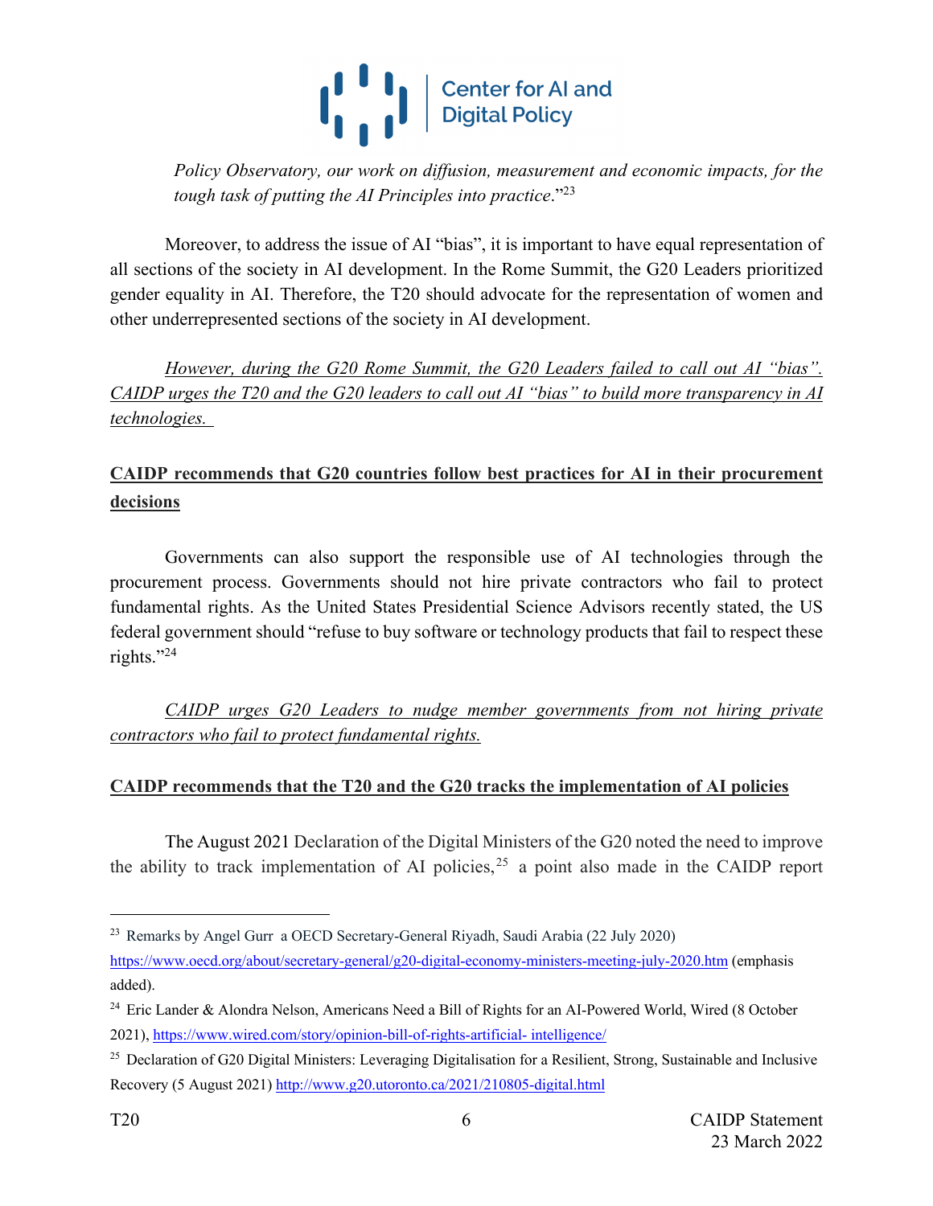*Policy Observatory, our work on diffusion, measurement and economic impacts, for the tough task of putting the AI Principles into practice*."[23]

Moreover, to address the issue of AI "bias", it is important to have equal representation of all sections of the society in AI development. In the Rome Summit, the G20 Leaders prioritized gender equality in AI. Therefore, the T20 should advocate for the representation of women and other underrepresented sections of the society in AI development.

*<u>However, during the G20 Rome Summit, the G20 Leaders failed to call out AI "bias". CAIDP urges the T20 and the G20 leaders to call out AI "bias" to build more transparency in AI technologies.</u>*

**<u>CAIDP recommends that G20 countries follow best practices for AI in their procurement decisions</u>**

Governments can also support the responsible use of AI technologies through the procurement process. Governments should not hire private contractors who fail to protect fundamental rights. As the United States Presidential Science Advisors recently stated, the US federal government should "refuse to buy software or technology products that fail to respect these rights."[24]

*<u>CAIDP urges G20 Leaders to nudge member governments from not hiring private contractors who fail to protect fundamental rights.</u>*

**<u>CAIDP recommends that the T20 and the G20 tracks the implementation of AI policies</u>**

The August 2021 Declaration of the Digital Ministers of the G20 noted the need to improve the ability to track implementation of AI policies,[25] a point also made in the CAIDP report

---

[23] Remarks by Angel Gurr a OECD Secretary-General Riyadh, Saudi Arabia (22 July 2020) https://www.oecd.org/about/secretary-general/g20-digital-economy-ministers-meeting-july-2020.htm (emphasis added).

[24] Eric Lander & Alondra Nelson, Americans Need a Bill of Rights for an AI-Powered World, Wired (8 October 2021), https://www.wired.com/story/opinion-bill-of-rights-artificial- intelligence/

[25] Declaration of G20 Digital Ministers: Leveraging Digitalisation for a Resilient, Strong, Sustainable and Inclusive Recovery (5 August 2021) http://www.g20.utoronto.ca/2021/210805-digital.html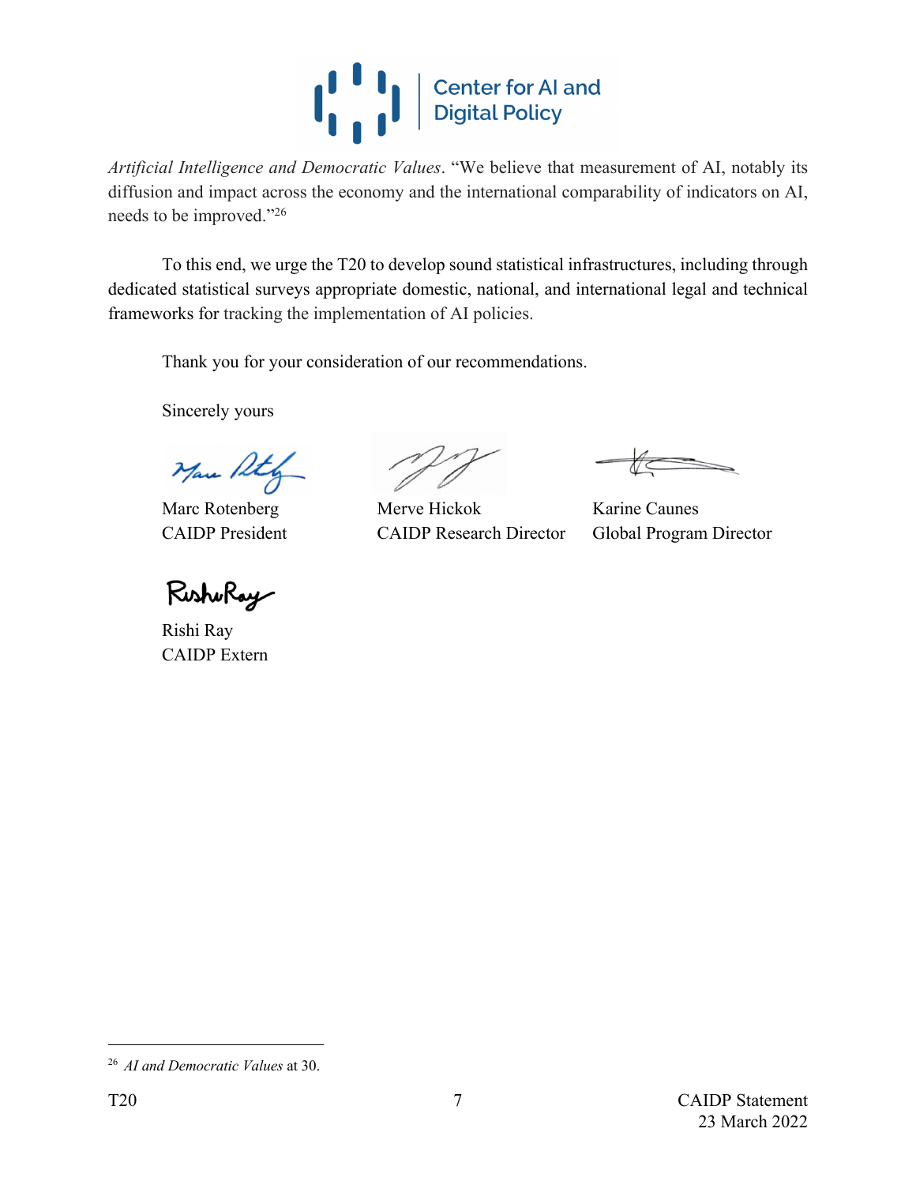*Artificial Intelligence and Democratic Values*. "We believe that measurement of AI, notably its diffusion and impact across the economy and the international comparability of indicators on AI, needs to be improved."[26]

To this end, we urge the T20 to develop sound statistical infrastructures, including through dedicated statistical surveys appropriate domestic, national, and international legal and technical frameworks for tracking the implementation of AI policies.

Thank you for your consideration of our recommendations.

Sincerely yours

Marc Rotenberg
CAIDP President

Merve Hickok
CAIDP Research Director

Karine Caunes
Global Program Director

Rishi Ray
CAIDP Extern

---

[26] *AI and Democratic Values* at 30.